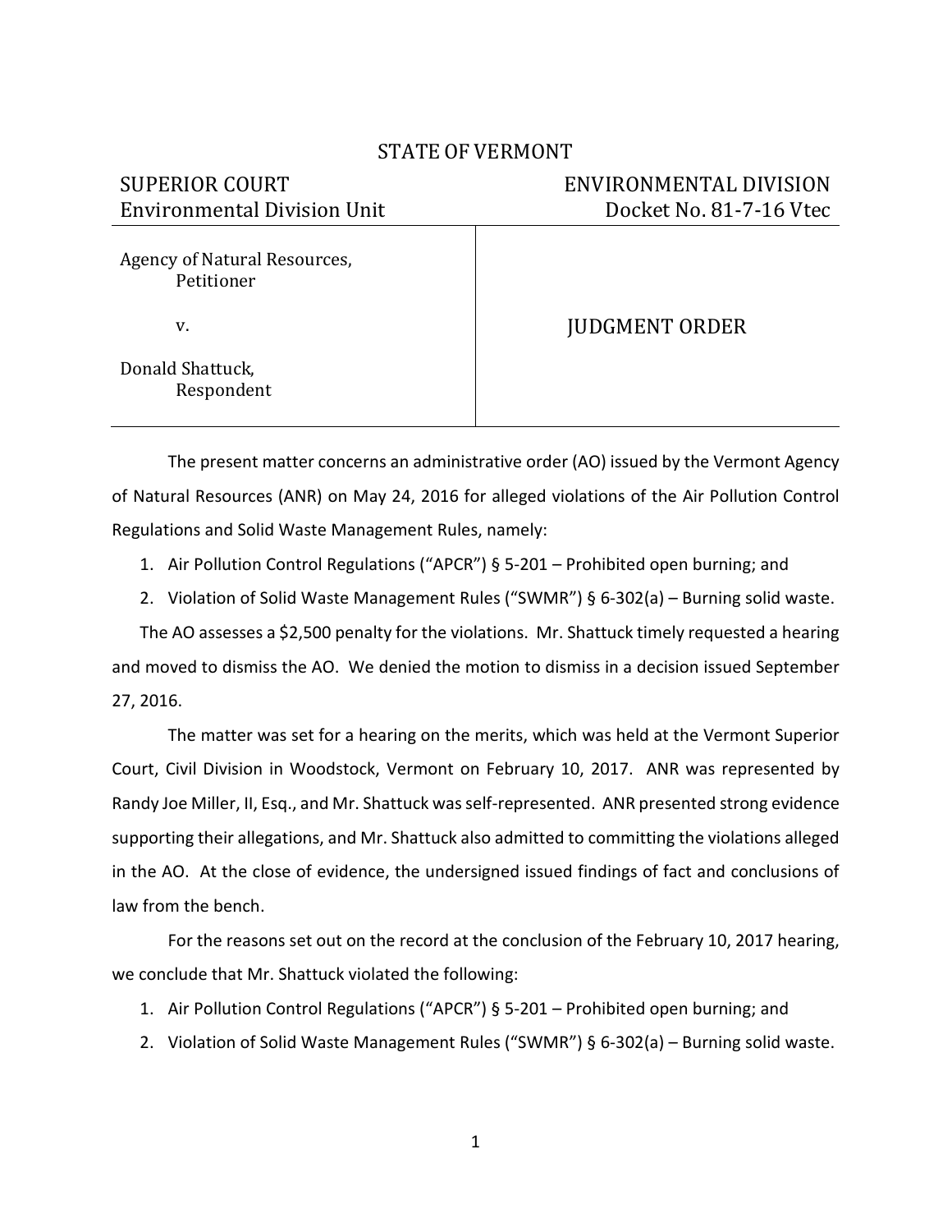STATE OF VERMONT

| SUPERIOR COURT<br>Environmental Division Unit | ENVIRONMENTAL DIVISION<br>Docket No. 81-7-16 Vtec |
|---|---|
| Agency of Natural Resources,<br>Petitioner<br><br>v.<br><br>Donald Shattuck,<br>Respondent | JUDGMENT ORDER |

The present matter concerns an administrative order (AO) issued by the Vermont Agency of Natural Resources (ANR) on May 24, 2016 for alleged violations of the Air Pollution Control Regulations and Solid Waste Management Rules, namely:

1. Air Pollution Control Regulations ("APCR") § 5-201 – Prohibited open burning; and
2. Violation of Solid Waste Management Rules ("SWMR") § 6-302(a) – Burning solid waste.

The AO assesses a $2,500 penalty for the violations. Mr. Shattuck timely requested a hearing and moved to dismiss the AO. We denied the motion to dismiss in a decision issued September 27, 2016.

The matter was set for a hearing on the merits, which was held at the Vermont Superior Court, Civil Division in Woodstock, Vermont on February 10, 2017. ANR was represented by Randy Joe Miller, II, Esq., and Mr. Shattuck was self-represented. ANR presented strong evidence supporting their allegations, and Mr. Shattuck also admitted to committing the violations alleged in the AO. At the close of evidence, the undersigned issued findings of fact and conclusions of law from the bench.

For the reasons set out on the record at the conclusion of the February 10, 2017 hearing, we conclude that Mr. Shattuck violated the following:

1. Air Pollution Control Regulations ("APCR") § 5-201 – Prohibited open burning; and
2. Violation of Solid Waste Management Rules ("SWMR") § 6-302(a) – Burning solid waste.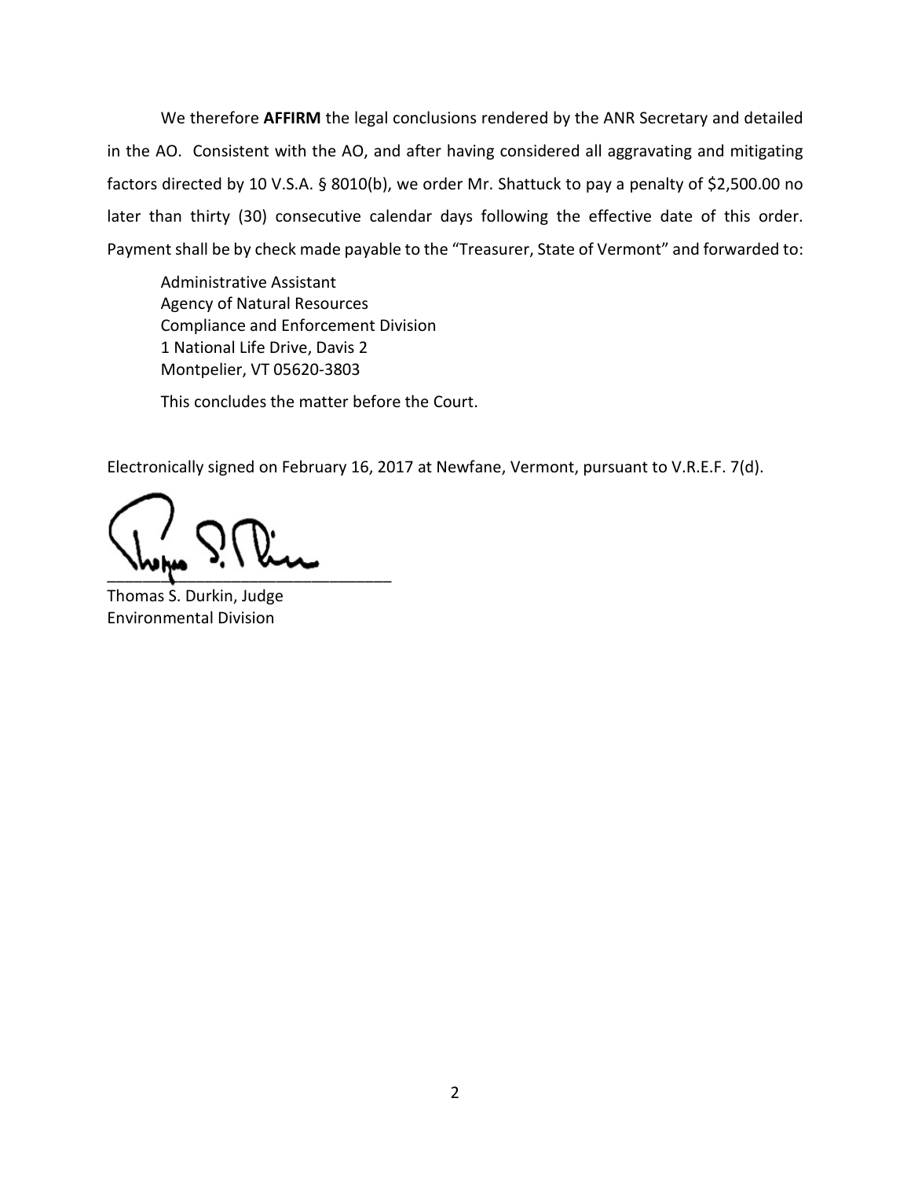We therefore **AFFIRM** the legal conclusions rendered by the ANR Secretary and detailed in the AO. Consistent with the AO, and after having considered all aggravating and mitigating factors directed by 10 V.S.A. § 8010(b), we order Mr. Shattuck to pay a penalty of $2,500.00 no later than thirty (30) consecutive calendar days following the effective date of this order. Payment shall be by check made payable to the "Treasurer, State of Vermont" and forwarded to:

Administrative Assistant  
Agency of Natural Resources  
Compliance and Enforcement Division  
1 National Life Drive, Davis 2  
Montpelier, VT 05620-3803

This concludes the matter before the Court.

Electronically signed on February 16, 2017 at Newfane, Vermont, pursuant to V.R.E.F. 7(d).

_________________________________

Thomas S. Durkin, Judge  
Environmental Division